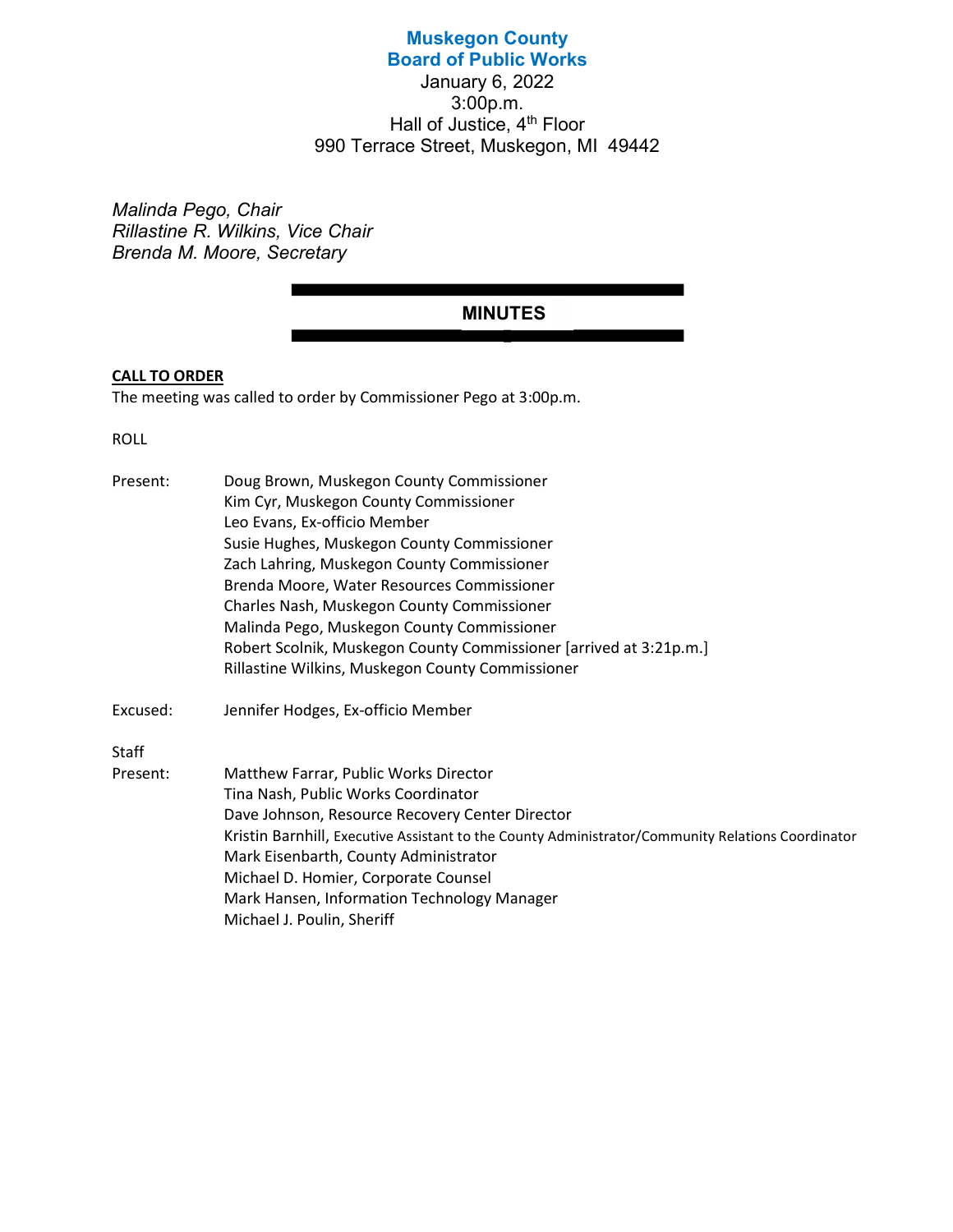# Muskegon County
# Board of Public Works

January 6, 2022
3:00p.m.
Hall of Justice, 4th Floor
990 Terrace Street, Muskegon, MI 49442

*Malinda Pego, Chair*
*Rillastine R. Wilkins, Vice Chair*
*Brenda M. Moore, Secretary*

## MINUTES

**CALL TO ORDER**

The meeting was called to order by Commissioner Pego at 3:00p.m.

ROLL

Present:
- Doug Brown, Muskegon County Commissioner
- Kim Cyr, Muskegon County Commissioner
- Leo Evans, Ex-officio Member
- Susie Hughes, Muskegon County Commissioner
- Zach Lahring, Muskegon County Commissioner
- Brenda Moore, Water Resources Commissioner
- Charles Nash, Muskegon County Commissioner
- Malinda Pego, Muskegon County Commissioner
- Robert Scolnik, Muskegon County Commissioner [arrived at 3:21p.m.]
- Rillastine Wilkins, Muskegon County Commissioner

Excused:
- Jennifer Hodges, Ex-officio Member

Staff Present:
- Matthew Farrar, Public Works Director
- Tina Nash, Public Works Coordinator
- Dave Johnson, Resource Recovery Center Director
- Kristin Barnhill, Executive Assistant to the County Administrator/Community Relations Coordinator
- Mark Eisenbarth, County Administrator
- Michael D. Homier, Corporate Counsel
- Mark Hansen, Information Technology Manager
- Michael J. Poulin, Sheriff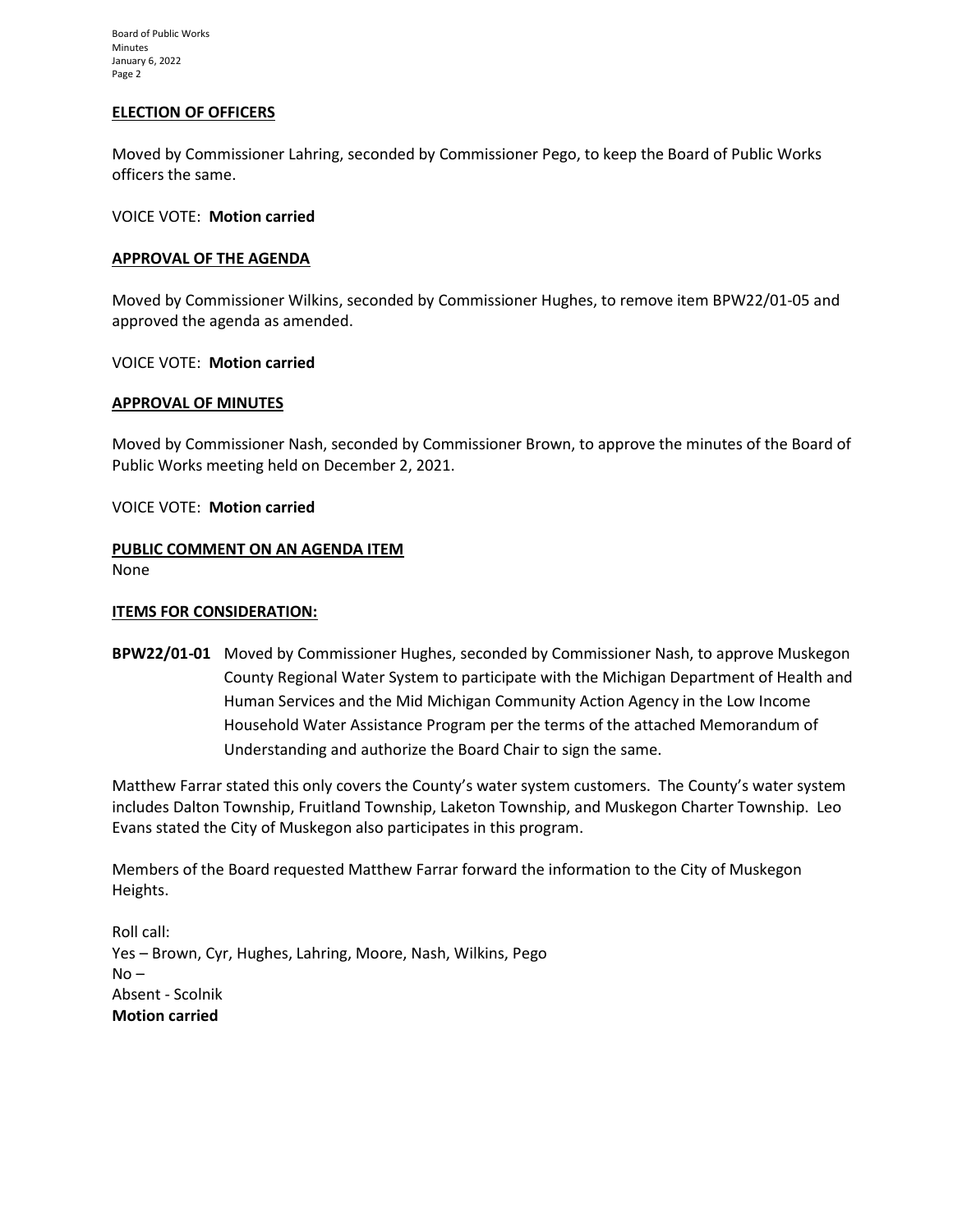**ELECTION OF OFFICERS**

Moved by Commissioner Lahring, seconded by Commissioner Pego, to keep the Board of Public Works officers the same.

VOICE VOTE: **Motion carried**

**APPROVAL OF THE AGENDA**

Moved by Commissioner Wilkins, seconded by Commissioner Hughes, to remove item BPW22/01-05 and approved the agenda as amended.

VOICE VOTE: **Motion carried**

**APPROVAL OF MINUTES**

Moved by Commissioner Nash, seconded by Commissioner Brown, to approve the minutes of the Board of Public Works meeting held on December 2, 2021.

VOICE VOTE: **Motion carried**

**PUBLIC COMMENT ON AN AGENDA ITEM**

None

**ITEMS FOR CONSIDERATION:**

**BPW22/01-01** Moved by Commissioner Hughes, seconded by Commissioner Nash, to approve Muskegon County Regional Water System to participate with the Michigan Department of Health and Human Services and the Mid Michigan Community Action Agency in the Low Income Household Water Assistance Program per the terms of the attached Memorandum of Understanding and authorize the Board Chair to sign the same.

Matthew Farrar stated this only covers the County's water system customers. The County's water system includes Dalton Township, Fruitland Township, Laketon Township, and Muskegon Charter Township. Leo Evans stated the City of Muskegon also participates in this program.

Members of the Board requested Matthew Farrar forward the information to the City of Muskegon Heights.

Roll call:
Yes – Brown, Cyr, Hughes, Lahring, Moore, Nash, Wilkins, Pego
No –
Absent - Scolnik
**Motion carried**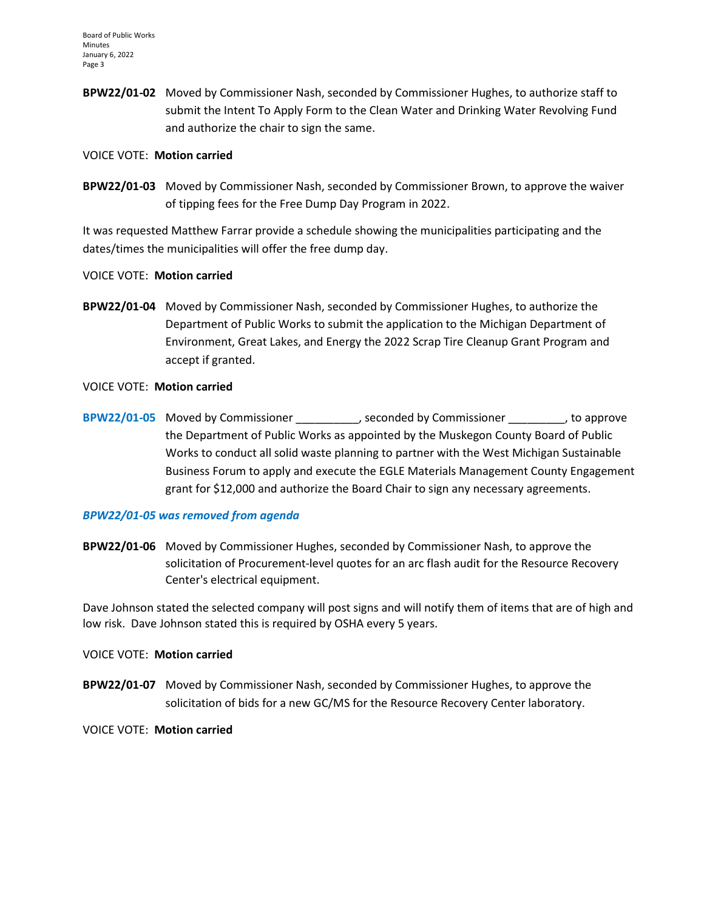**BPW22/01-02** Moved by Commissioner Nash, seconded by Commissioner Hughes, to authorize staff to submit the Intent To Apply Form to the Clean Water and Drinking Water Revolving Fund and authorize the chair to sign the same.

VOICE VOTE: **Motion carried**

**BPW22/01-03** Moved by Commissioner Nash, seconded by Commissioner Brown, to approve the waiver of tipping fees for the Free Dump Day Program in 2022.

It was requested Matthew Farrar provide a schedule showing the municipalities participating and the dates/times the municipalities will offer the free dump day.

VOICE VOTE: **Motion carried**

**BPW22/01-04** Moved by Commissioner Nash, seconded by Commissioner Hughes, to authorize the Department of Public Works to submit the application to the Michigan Department of Environment, Great Lakes, and Energy the 2022 Scrap Tire Cleanup Grant Program and accept if granted.

VOICE VOTE: **Motion carried**

**BPW22/01-05** Moved by Commissioner __________, seconded by Commissioner _________, to approve the Department of Public Works as appointed by the Muskegon County Board of Public Works to conduct all solid waste planning to partner with the West Michigan Sustainable Business Forum to apply and execute the EGLE Materials Management County Engagement grant for $12,000 and authorize the Board Chair to sign any necessary agreements.

***BPW22/01-05 was removed from agenda***

**BPW22/01-06** Moved by Commissioner Hughes, seconded by Commissioner Nash, to approve the solicitation of Procurement-level quotes for an arc flash audit for the Resource Recovery Center's electrical equipment.

Dave Johnson stated the selected company will post signs and will notify them of items that are of high and low risk. Dave Johnson stated this is required by OSHA every 5 years.

VOICE VOTE: **Motion carried**

**BPW22/01-07** Moved by Commissioner Nash, seconded by Commissioner Hughes, to approve the solicitation of bids for a new GC/MS for the Resource Recovery Center laboratory.

VOICE VOTE: **Motion carried**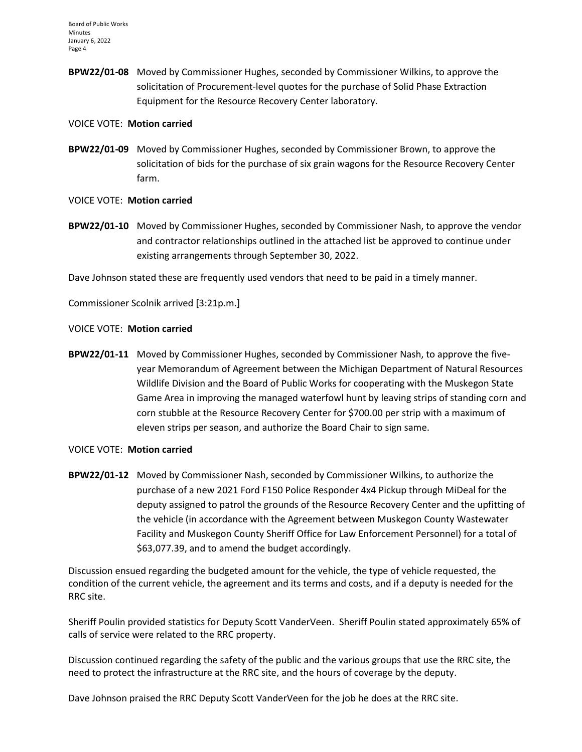**BPW22/01-08** Moved by Commissioner Hughes, seconded by Commissioner Wilkins, to approve the solicitation of Procurement-level quotes for the purchase of Solid Phase Extraction Equipment for the Resource Recovery Center laboratory.

VOICE VOTE: **Motion carried**

**BPW22/01-09** Moved by Commissioner Hughes, seconded by Commissioner Brown, to approve the solicitation of bids for the purchase of six grain wagons for the Resource Recovery Center farm.

VOICE VOTE: **Motion carried**

**BPW22/01-10** Moved by Commissioner Hughes, seconded by Commissioner Nash, to approve the vendor and contractor relationships outlined in the attached list be approved to continue under existing arrangements through September 30, 2022.

Dave Johnson stated these are frequently used vendors that need to be paid in a timely manner.

Commissioner Scolnik arrived [3:21p.m.]

VOICE VOTE: **Motion carried**

**BPW22/01-11** Moved by Commissioner Hughes, seconded by Commissioner Nash, to approve the five-year Memorandum of Agreement between the Michigan Department of Natural Resources Wildlife Division and the Board of Public Works for cooperating with the Muskegon State Game Area in improving the managed waterfowl hunt by leaving strips of standing corn and corn stubble at the Resource Recovery Center for $700.00 per strip with a maximum of eleven strips per season, and authorize the Board Chair to sign same.

VOICE VOTE: **Motion carried**

**BPW22/01-12** Moved by Commissioner Nash, seconded by Commissioner Wilkins, to authorize the purchase of a new 2021 Ford F150 Police Responder 4x4 Pickup through MiDeal for the deputy assigned to patrol the grounds of the Resource Recovery Center and the upfitting of the vehicle (in accordance with the Agreement between Muskegon County Wastewater Facility and Muskegon County Sheriff Office for Law Enforcement Personnel) for a total of $63,077.39, and to amend the budget accordingly.

Discussion ensued regarding the budgeted amount for the vehicle, the type of vehicle requested, the condition of the current vehicle, the agreement and its terms and costs, and if a deputy is needed for the RRC site.

Sheriff Poulin provided statistics for Deputy Scott VanderVeen. Sheriff Poulin stated approximately 65% of calls of service were related to the RRC property.

Discussion continued regarding the safety of the public and the various groups that use the RRC site, the need to protect the infrastructure at the RRC site, and the hours of coverage by the deputy.

Dave Johnson praised the RRC Deputy Scott VanderVeen for the job he does at the RRC site.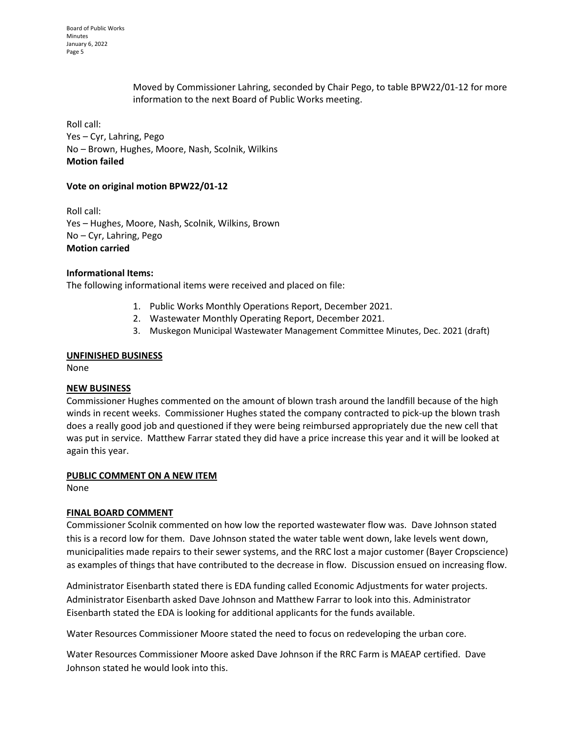Moved by Commissioner Lahring, seconded by Chair Pego, to table BPW22/01-12 for more information to the next Board of Public Works meeting.

Roll call:
Yes – Cyr, Lahring, Pego
No – Brown, Hughes, Moore, Nash, Scolnik, Wilkins
**Motion failed**

**Vote on original motion BPW22/01-12**

Roll call:
Yes – Hughes, Moore, Nash, Scolnik, Wilkins, Brown
No – Cyr, Lahring, Pego
**Motion carried**

**Informational Items:**
The following informational items were received and placed on file:

1. Public Works Monthly Operations Report, December 2021.
2. Wastewater Monthly Operating Report, December 2021.
3. Muskegon Municipal Wastewater Management Committee Minutes, Dec. 2021 (draft)

**UNFINISHED BUSINESS**
None

**NEW BUSINESS**
Commissioner Hughes commented on the amount of blown trash around the landfill because of the high winds in recent weeks. Commissioner Hughes stated the company contracted to pick-up the blown trash does a really good job and questioned if they were being reimbursed appropriately due the new cell that was put in service. Matthew Farrar stated they did have a price increase this year and it will be looked at again this year.

**PUBLIC COMMENT ON A NEW ITEM**
None

**FINAL BOARD COMMENT**
Commissioner Scolnik commented on how low the reported wastewater flow was. Dave Johnson stated this is a record low for them. Dave Johnson stated the water table went down, lake levels went down, municipalities made repairs to their sewer systems, and the RRC lost a major customer (Bayer Cropscience) as examples of things that have contributed to the decrease in flow. Discussion ensued on increasing flow.

Administrator Eisenbarth stated there is EDA funding called Economic Adjustments for water projects. Administrator Eisenbarth asked Dave Johnson and Matthew Farrar to look into this. Administrator Eisenbarth stated the EDA is looking for additional applicants for the funds available.

Water Resources Commissioner Moore stated the need to focus on redeveloping the urban core.

Water Resources Commissioner Moore asked Dave Johnson if the RRC Farm is MAEAP certified. Dave Johnson stated he would look into this.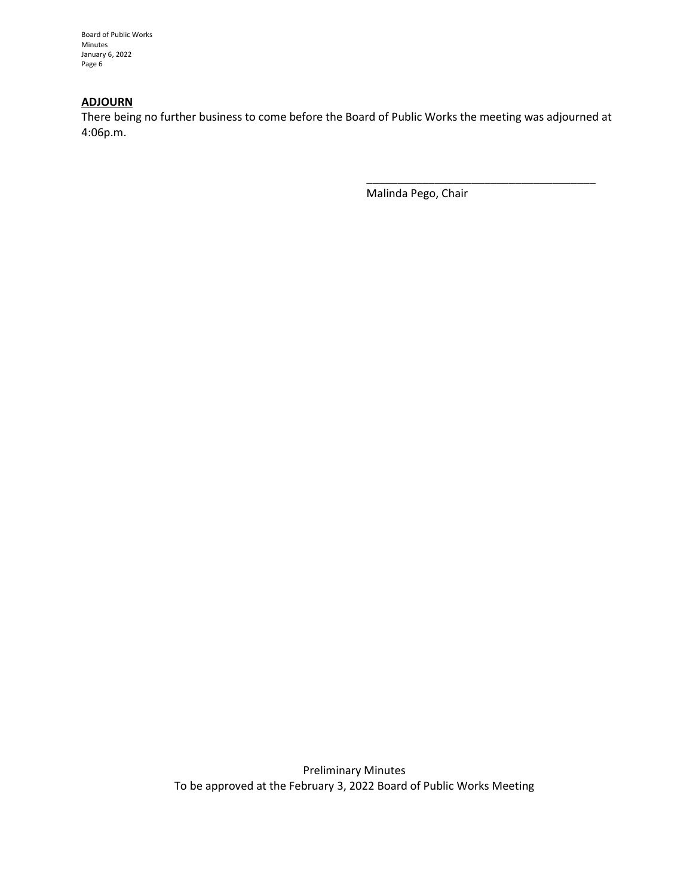**ADJOURN**

There being no further business to come before the Board of Public Works the meeting was adjourned at 4:06p.m.

\_\_\_\_\_\_\_\_\_\_\_\_\_\_\_\_\_\_\_\_\_\_\_\_\_\_\_\_\_\_\_\_\_\_\_\_\_\_\_

Malinda Pego, Chair

Preliminary Minutes
To be approved at the February 3, 2022 Board of Public Works Meeting